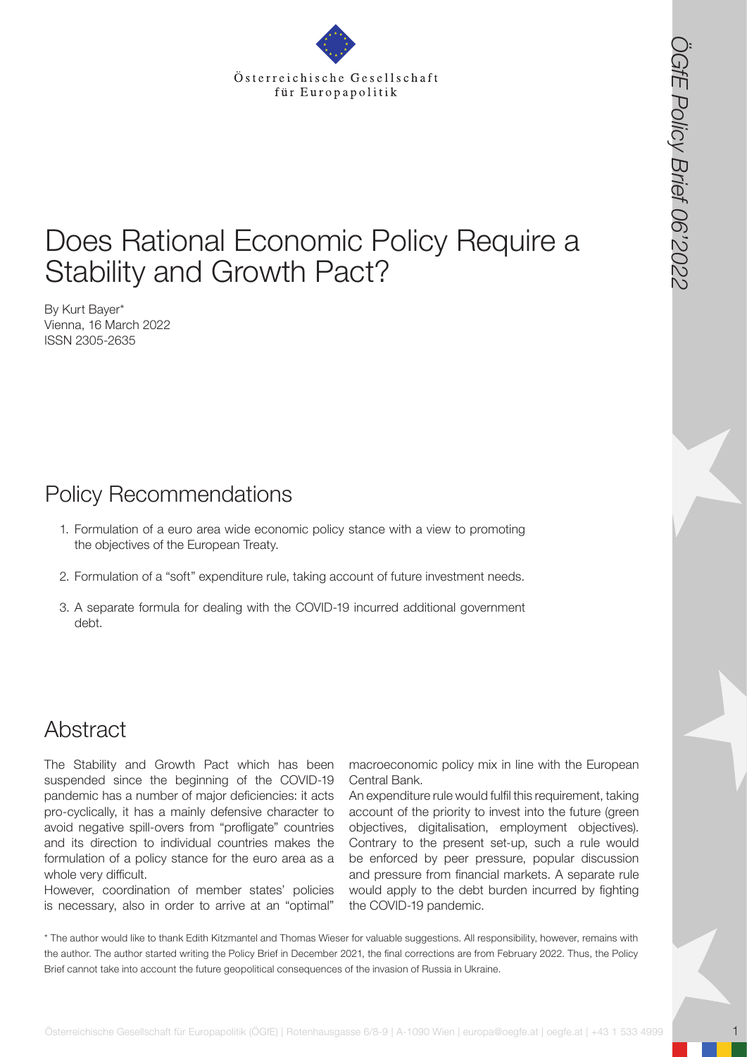Österreichische Gesellschaft für Europapolitik

# Does Rational Economic Policy Require a Stability and Growth Pact?

By Kurt Bayer*
Vienna, 16 March 2022
ISSN 2305-2635

## Policy Recommendations

1. Formulation of a euro area wide economic policy stance with a view to promoting the objectives of the European Treaty.
2. Formulation of a "soft" expenditure rule, taking account of future investment needs.
3. A separate formula for dealing with the COVID-19 incurred additional government debt.

## Abstract

The Stability and Growth Pact which has been suspended since the beginning of the COVID-19 pandemic has a number of major deficiencies: it acts pro-cyclically, it has a mainly defensive character to avoid negative spill-overs from "profligate" countries and its direction to individual countries makes the formulation of a policy stance for the euro area as a whole very difficult.

However, coordination of member states' policies is necessary, also in order to arrive at an "optimal" macroeconomic policy mix in line with the European Central Bank.

An expenditure rule would fulfil this requirement, taking account of the priority to invest into the future (green objectives, digitalisation, employment objectives). Contrary to the present set-up, such a rule would be enforced by peer pressure, popular discussion and pressure from financial markets. A separate rule would apply to the debt burden incurred by fighting the COVID-19 pandemic.

\* The author would like to thank Edith Kitzmantel and Thomas Wieser for valuable suggestions. All responsibility, however, remains with the author. The author started writing the Policy Brief in December 2021, the final corrections are from February 2022. Thus, the Policy Brief cannot take into account the future geopolitical consequences of the invasion of Russia in Ukraine.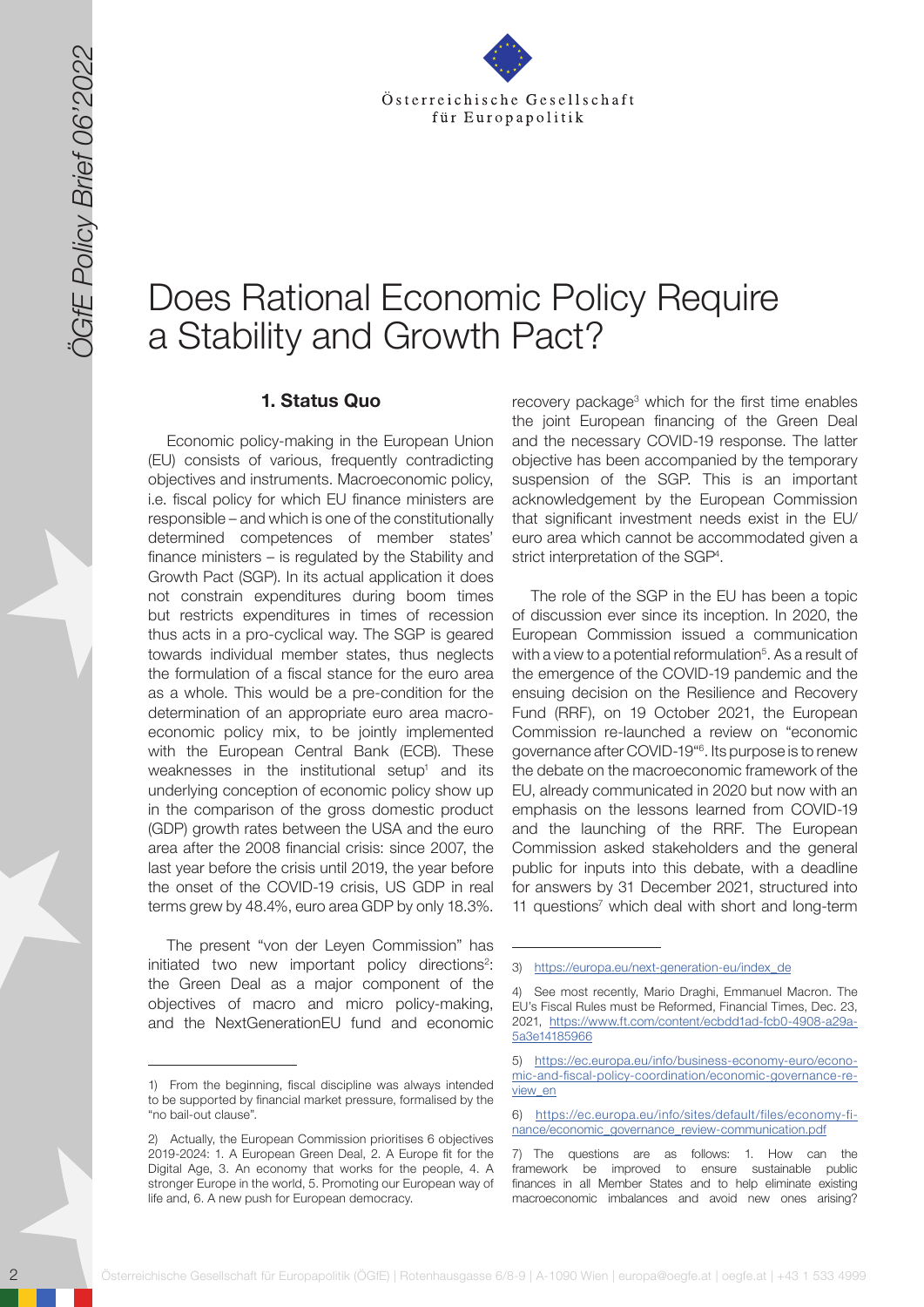# Does Rational Economic Policy Require a Stability and Growth Pact?

## 1. Status Quo

Economic policy-making in the European Union (EU) consists of various, frequently contradicting objectives and instruments. Macroeconomic policy, i.e. fiscal policy for which EU finance ministers are responsible – and which is one of the constitutionally determined competences of member states' finance ministers – is regulated by the Stability and Growth Pact (SGP). In its actual application it does not constrain expenditures during boom times but restricts expenditures in times of recession thus acts in a pro-cyclical way. The SGP is geared towards individual member states, thus neglects the formulation of a fiscal stance for the euro area as a whole. This would be a pre-condition for the determination of an appropriate euro area macroeconomic policy mix, to be jointly implemented with the European Central Bank (ECB). These weaknesses in the institutional setup[1] and its underlying conception of economic policy show up in the comparison of the gross domestic product (GDP) growth rates between the USA and the euro area after the 2008 financial crisis: since 2007, the last year before the crisis until 2019, the year before the onset of the COVID-19 crisis, US GDP in real terms grew by 48.4%, euro area GDP by only 18.3%.

The present "von der Leyen Commission" has initiated two new important policy directions[2]: the Green Deal as a major component of the objectives of macro and micro policy-making, and the NextGenerationEU fund and economic recovery package[3] which for the first time enables the joint European financing of the Green Deal and the necessary COVID-19 response. The latter objective has been accompanied by the temporary suspension of the SGP. This is an important acknowledgement by the European Commission that significant investment needs exist in the EU/euro area which cannot be accommodated given a strict interpretation of the SGP[4].

The role of the SGP in the EU has been a topic of discussion ever since its inception. In 2020, the European Commission issued a communication with a view to a potential reformulation[5]. As a result of the emergence of the COVID-19 pandemic and the ensuing decision on the Resilience and Recovery Fund (RRF), on 19 October 2021, the European Commission re-launched a review on "economic governance after COVID-19"[6]. Its purpose is to renew the debate on the macroeconomic framework of the EU, already communicated in 2020 but now with an emphasis on the lessons learned from COVID-19 and the launching of the RRF. The European Commission asked stakeholders and the general public for inputs into this debate, with a deadline for answers by 31 December 2021, structured into 11 questions[7] which deal with short and long-term

---

1) From the beginning, fiscal discipline was always intended to be supported by financial market pressure, formalised by the "no bail-out clause".

2) Actually, the European Commission prioritises 6 objectives 2019-2024: 1. A European Green Deal, 2. A Europe fit for the Digital Age, 3. An economy that works for the people, 4. A stronger Europe in the world, 5. Promoting our European way of life and, 6. A new push for European democracy.

3) https://europa.eu/next-generation-eu/index_de

4) See most recently, Mario Draghi, Emmanuel Macron. The EU's Fiscal Rules must be Reformed, Financial Times, Dec. 23, 2021, https://www.ft.com/content/ecbdd1ad-fcb0-4908-a29a-5a3e14185966

5) https://ec.europa.eu/info/business-economy-euro/economic-and-fiscal-policy-coordination/economic-governance-review_en

6) https://ec.europa.eu/info/sites/default/files/economy-finance/economic_governance_review-communication.pdf

7) The questions are as follows: 1. How can the framework be improved to ensure sustainable public finances in all Member States and to help eliminate existing macroeconomic imbalances and avoid new ones arising?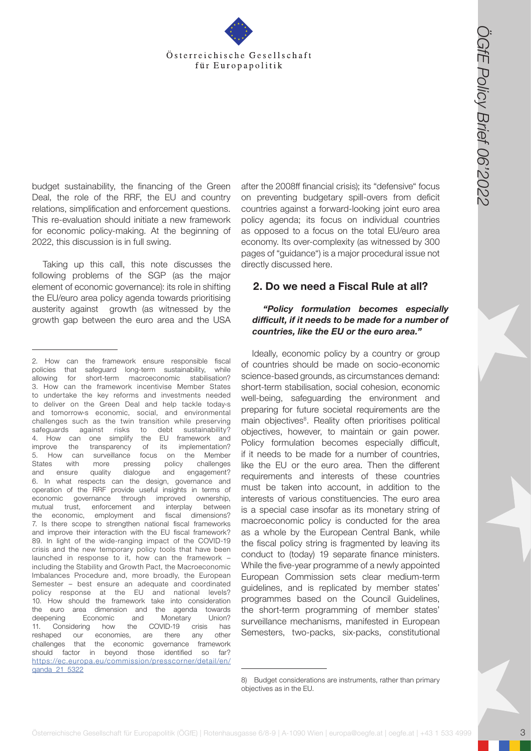budget sustainability, the financing of the Green Deal, the role of the RRF, the EU and country relations, simplification and enforcement questions. This re-evaluation should initiate a new framework for economic policy-making. At the beginning of 2022, this discussion is in full swing.

Taking up this call, this note discusses the following problems of the SGP (as the major element of economic governance): its role in shifting the EU/euro area policy agenda towards prioritising austerity against growth (as witnessed by the growth gap between the euro area and the USA after the 2008ff financial crisis); its "defensive" focus on preventing budgetary spill-overs from deficit countries against a forward-looking joint euro area policy agenda; its focus on individual countries as opposed to a focus on the total EU/euro area economy. Its over-complexity (as witnessed by 300 pages of "guidance") is a major procedural issue not directly discussed here.

## 2. Do we need a Fiscal Rule at all?

***"Policy formulation becomes especially difficult, if it needs to be made for a number of countries, like the EU or the euro area."***

Ideally, economic policy by a country or group of countries should be made on socio-economic science-based grounds, as circumstances demand: short-term stabilisation, social cohesion, economic well-being, safeguarding the environment and preparing for future societal requirements are the main objectives[8]. Reality often prioritises political objectives, however, to maintain or gain power. Policy formulation becomes especially difficult, if it needs to be made for a number of countries, like the EU or the euro area. Then the different requirements and interests of these countries must be taken into account, in addition to the interests of various constituencies. The euro area is a special case insofar as its monetary string of macroeconomic policy is conducted for the area as a whole by the European Central Bank, while the fiscal policy string is fragmented by leaving its conduct to (today) 19 separate finance ministers. While the five-year programme of a newly appointed European Commission sets clear medium-term guidelines, and is replicated by member states' programmes based on the Council Guidelines, the short-term programming of member states' surveillance mechanisms, manifested in European Semesters, two-packs, six-packs, constitutional

---

2. How can the framework ensure responsible fiscal policies that safeguard long-term sustainability, while allowing for short-term macroeconomic stabilisation?
3. How can the framework incentivise Member States to undertake the key reforms and investments needed to deliver on the Green Deal and help tackle today‹s and tomorrow‹s economic, social, and environmental challenges such as the twin transition while preserving safeguards against risks to debt sustainability?
4. How can one simplify the EU framework and improve the transparency of its implementation?
5. How can surveillance focus on the Member States with more pressing policy challenges and ensure quality dialogue and engagement?
6. In what respects can the design, governance and operation of the RRF provide useful insights in terms of economic governance through improved ownership, mutual trust, enforcement and interplay between the economic, employment and fiscal dimensions?
7. Is there scope to strengthen national fiscal frameworks and improve their interaction with the EU fiscal framework?
89. In light of the wide-ranging impact of the COVID-19 crisis and the new temporary policy tools that have been launched in response to it, how can the framework – including the Stability and Growth Pact, the Macroeconomic Imbalances Procedure and, more broadly, the European Semester – best ensure an adequate and coordinated policy response at the EU and national levels?
10. How should the framework take into consideration the euro area dimension and the agenda towards deepening Economic and Monetary Union?
11. Considering how the COVID-19 crisis has reshaped our economies, are there any other challenges that the economic governance framework should factor in beyond those identified so far? https://ec.europa.eu/commission/presscorner/detail/en/qanda_21_5322

8) Budget considerations are instruments, rather than primary objectives as in the EU.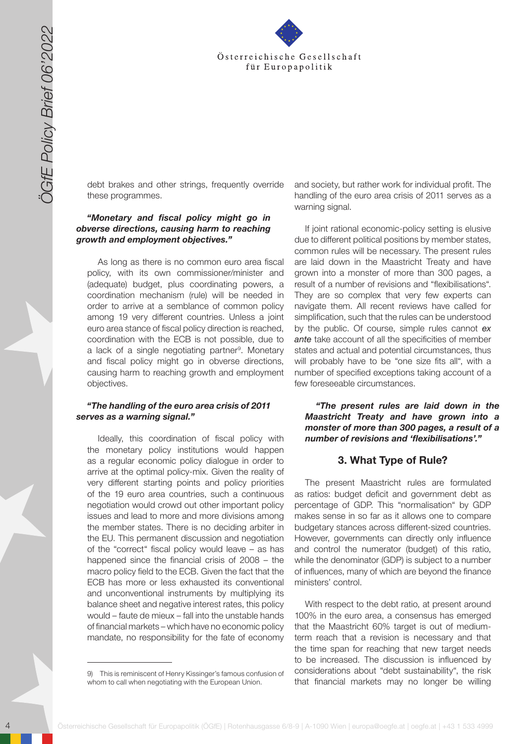debt brakes and other strings, frequently override these programmes.

***"Monetary and fiscal policy might go in obverse directions, causing harm to reaching growth and employment objectives."***

As long as there is no common euro area fiscal policy, with its own commissioner/minister and (adequate) budget, plus coordinating powers, a coordination mechanism (rule) will be needed in order to arrive at a semblance of common policy among 19 very different countries. Unless a joint euro area stance of fiscal policy direction is reached, coordination with the ECB is not possible, due to a lack of a single negotiating partner[9]. Monetary and fiscal policy might go in obverse directions, causing harm to reaching growth and employment objectives.

***"The handling of the euro area crisis of 2011 serves as a warning signal."***

Ideally, this coordination of fiscal policy with the monetary policy institutions would happen as a regular economic policy dialogue in order to arrive at the optimal policy-mix. Given the reality of very different starting points and policy priorities of the 19 euro area countries, such a continuous negotiation would crowd out other important policy issues and lead to more and more divisions among the member states. There is no deciding arbiter in the EU. This permanent discussion and negotiation of the "correct" fiscal policy would leave – as has happened since the financial crisis of 2008 – the macro policy field to the ECB. Given the fact that the ECB has more or less exhausted its conventional and unconventional instruments by multiplying its balance sheet and negative interest rates, this policy would – faute de mieux – fall into the unstable hands of financial markets – which have no economic policy mandate, no responsibility for the fate of economy and society, but rather work for individual profit. The handling of the euro area crisis of 2011 serves as a warning signal.

If joint rational economic-policy setting is elusive due to different political positions by member states, common rules will be necessary. The present rules are laid down in the Maastricht Treaty and have grown into a monster of more than 300 pages, a result of a number of revisions and "flexibilisations". They are so complex that very few experts can navigate them. All recent reviews have called for simplification, such that the rules can be understood by the public. Of course, simple rules cannot ***ex ante*** take account of all the specificities of member states and actual and potential circumstances, thus will probably have to be "one size fits all", with a number of specified exceptions taking account of a few foreseeable circumstances.

***"The present rules are laid down in the Maastricht Treaty and have grown into a monster of more than 300 pages, a result of a number of revisions and 'flexibilisations'."***

## 3. What Type of Rule?

The present Maastricht rules are formulated as ratios: budget deficit and government debt as percentage of GDP. This "normalisation" by GDP makes sense in so far as it allows one to compare budgetary stances across different-sized countries. However, governments can directly only influence and control the numerator (budget) of this ratio, while the denominator (GDP) is subject to a number of influences, many of which are beyond the finance ministers' control.

With respect to the debt ratio, at present around 100% in the euro area, a consensus has emerged that the Maastricht 60% target is out of medium-term reach that a revision is necessary and that the time span for reaching that new target needs to be increased. The discussion is influenced by considerations about "debt sustainability", the risk that financial markets may no longer be willing

---

9) This is reminiscent of Henry Kissinger's famous confusion of whom to call when negotiating with the European Union.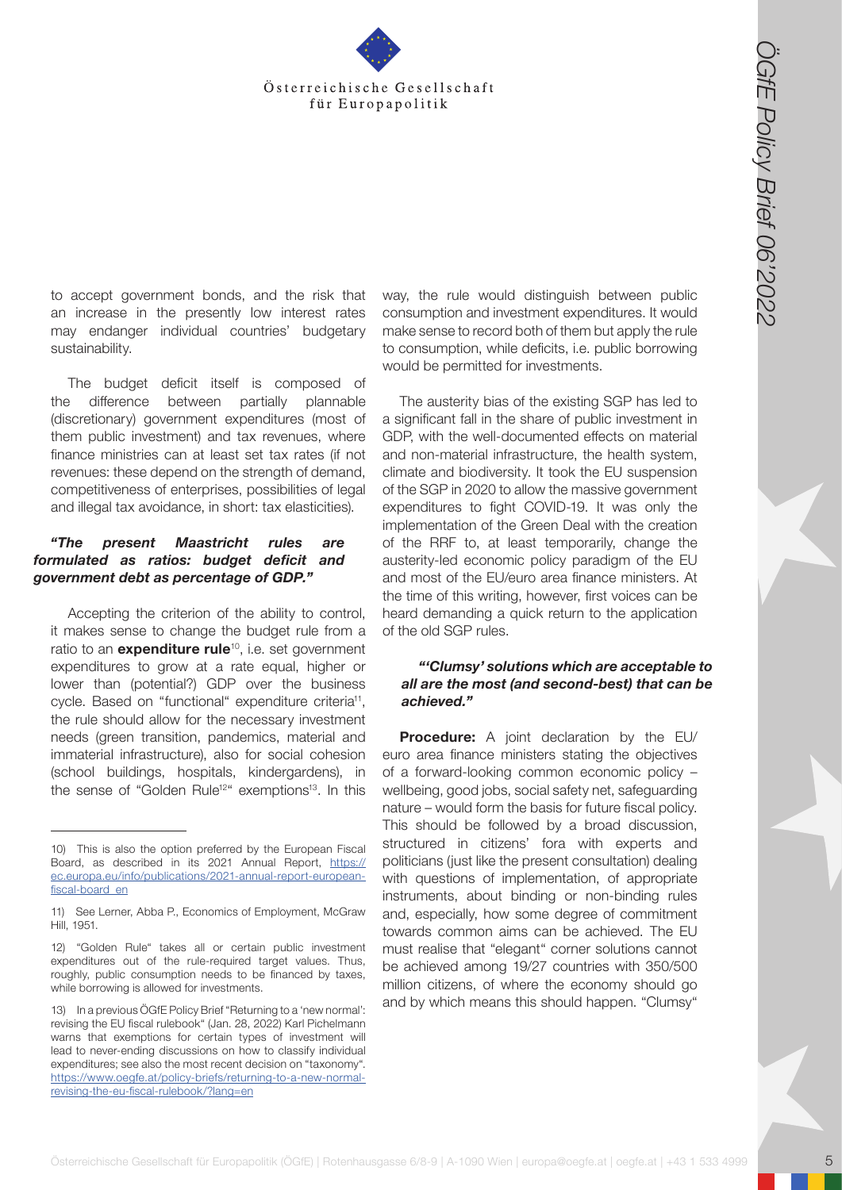to accept government bonds, and the risk that an increase in the presently low interest rates may endanger individual countries' budgetary sustainability.

The budget deficit itself is composed of the difference between partially plannable (discretionary) government expenditures (most of them public investment) and tax revenues, where finance ministries can at least set tax rates (if not revenues: these depend on the strength of demand, competitiveness of enterprises, possibilities of legal and illegal tax avoidance, in short: tax elasticities).

***"The present Maastricht rules are formulated as ratios: budget deficit and government debt as percentage of GDP."***

Accepting the criterion of the ability to control, it makes sense to change the budget rule from a ratio to an **expenditure rule**[10], i.e. set government expenditures to grow at a rate equal, higher or lower than (potential?) GDP over the business cycle. Based on "functional" expenditure criteria[11], the rule should allow for the necessary investment needs (green transition, pandemics, material and immaterial infrastructure), also for social cohesion (school buildings, hospitals, kindergardens), in the sense of "Golden Rule[12]" exemptions[13]. In this way, the rule would distinguish between public consumption and investment expenditures. It would make sense to record both of them but apply the rule to consumption, while deficits, i.e. public borrowing would be permitted for investments.

The austerity bias of the existing SGP has led to a significant fall in the share of public investment in GDP, with the well-documented effects on material and non-material infrastructure, the health system, climate and biodiversity. It took the EU suspension of the SGP in 2020 to allow the massive government expenditures to fight COVID-19. It was only the implementation of the Green Deal with the creation of the RRF to, at least temporarily, change the austerity-led economic policy paradigm of the EU and most of the EU/euro area finance ministers. At the time of this writing, however, first voices can be heard demanding a quick return to the application of the old SGP rules.

***"'Clumsy' solutions which are acceptable to all are the most (and second-best) that can be achieved."***

**Procedure:** A joint declaration by the EU/euro area finance ministers stating the objectives of a forward-looking common economic policy – wellbeing, good jobs, social safety net, safeguarding nature – would form the basis for future fiscal policy. This should be followed by a broad discussion, structured in citizens' fora with experts and politicians (just like the present consultation) dealing with questions of implementation, of appropriate instruments, about binding or non-binding rules and, especially, how some degree of commitment towards common aims can be achieved. The EU must realise that "elegant" corner solutions cannot be achieved among 19/27 countries with 350/500 million citizens, of where the economy should go and by which means this should happen. "Clumsy"

---

10) This is also the option preferred by the European Fiscal Board, as described in its 2021 Annual Report, https://ec.europa.eu/info/publications/2021-annual-report-european-fiscal-board_en

11) See Lerner, Abba P., Economics of Employment, McGraw Hill, 1951.

12) "Golden Rule" takes all or certain public investment expenditures out of the rule-required target values. Thus, roughly, public consumption needs to be financed by taxes, while borrowing is allowed for investments.

13) In a previous ÖGfE Policy Brief "Returning to a 'new normal': revising the EU fiscal rulebook" (Jan. 28, 2022) Karl Pichelmann warns that exemptions for certain types of investment will lead to never-ending discussions on how to classify individual expenditures; see also the most recent decision on "taxonomy". https://www.oegfe.at/policy-briefs/returning-to-a-new-normal-revising-the-eu-fiscal-rulebook/?lang=en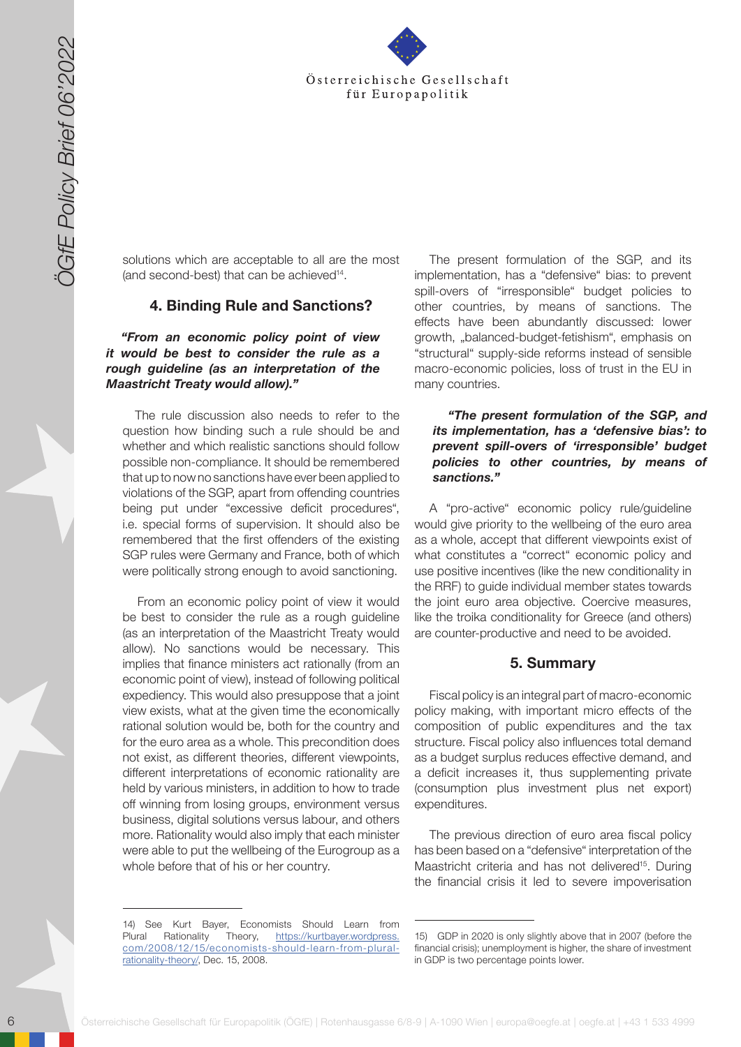solutions which are acceptable to all are the most (and second-best) that can be achieved[14].

## 4. Binding Rule and Sanctions?

***"From an economic policy point of view it would be best to consider the rule as a rough guideline (as an interpretation of the Maastricht Treaty would allow)."***

The rule discussion also needs to refer to the question how binding such a rule should be and whether and which realistic sanctions should follow possible non-compliance. It should be remembered that up to now no sanctions have ever been applied to violations of the SGP, apart from offending countries being put under "excessive deficit procedures", i.e. special forms of supervision. It should also be remembered that the first offenders of the existing SGP rules were Germany and France, both of which were politically strong enough to avoid sanctioning.

From an economic policy point of view it would be best to consider the rule as a rough guideline (as an interpretation of the Maastricht Treaty would allow). No sanctions would be necessary. This implies that finance ministers act rationally (from an economic point of view), instead of following political expediency. This would also presuppose that a joint view exists, what at the given time the economically rational solution would be, both for the country and for the euro area as a whole. This precondition does not exist, as different theories, different viewpoints, different interpretations of economic rationality are held by various ministers, in addition to how to trade off winning from losing groups, environment versus business, digital solutions versus labour, and others more. Rationality would also imply that each minister were able to put the wellbeing of the Eurogroup as a whole before that of his or her country.

The present formulation of the SGP, and its implementation, has a "defensive" bias: to prevent spill-overs of "irresponsible" budget policies to other countries, by means of sanctions. The effects have been abundantly discussed: lower growth, „balanced-budget-fetishism", emphasis on "structural" supply-side reforms instead of sensible macro-economic policies, loss of trust in the EU in many countries.

***"The present formulation of the SGP, and its implementation, has a 'defensive bias': to prevent spill-overs of 'irresponsible' budget policies to other countries, by means of sanctions."***

A "pro-active" economic policy rule/guideline would give priority to the wellbeing of the euro area as a whole, accept that different viewpoints exist of what constitutes a "correct" economic policy and use positive incentives (like the new conditionality in the RRF) to guide individual member states towards the joint euro area objective. Coercive measures, like the troika conditionality for Greece (and others) are counter-productive and need to be avoided.

## 5. Summary

Fiscal policy is an integral part of macro-economic policy making, with important micro effects of the composition of public expenditures and the tax structure. Fiscal policy also influences total demand as a budget surplus reduces effective demand, and a deficit increases it, thus supplementing private (consumption plus investment plus net export) expenditures.

The previous direction of euro area fiscal policy has been based on a "defensive" interpretation of the Maastricht criteria and has not delivered[15]. During the financial crisis it led to severe impoverisation

---

14) See Kurt Bayer, Economists Should Learn from Plural Rationality Theory, https://kurtbayer.wordpress.com/2008/12/15/economists-should-learn-from-plural-rationality-theory/, Dec. 15, 2008.

15) GDP in 2020 is only slightly above that in 2007 (before the financial crisis); unemployment is higher, the share of investment in GDP is two percentage points lower.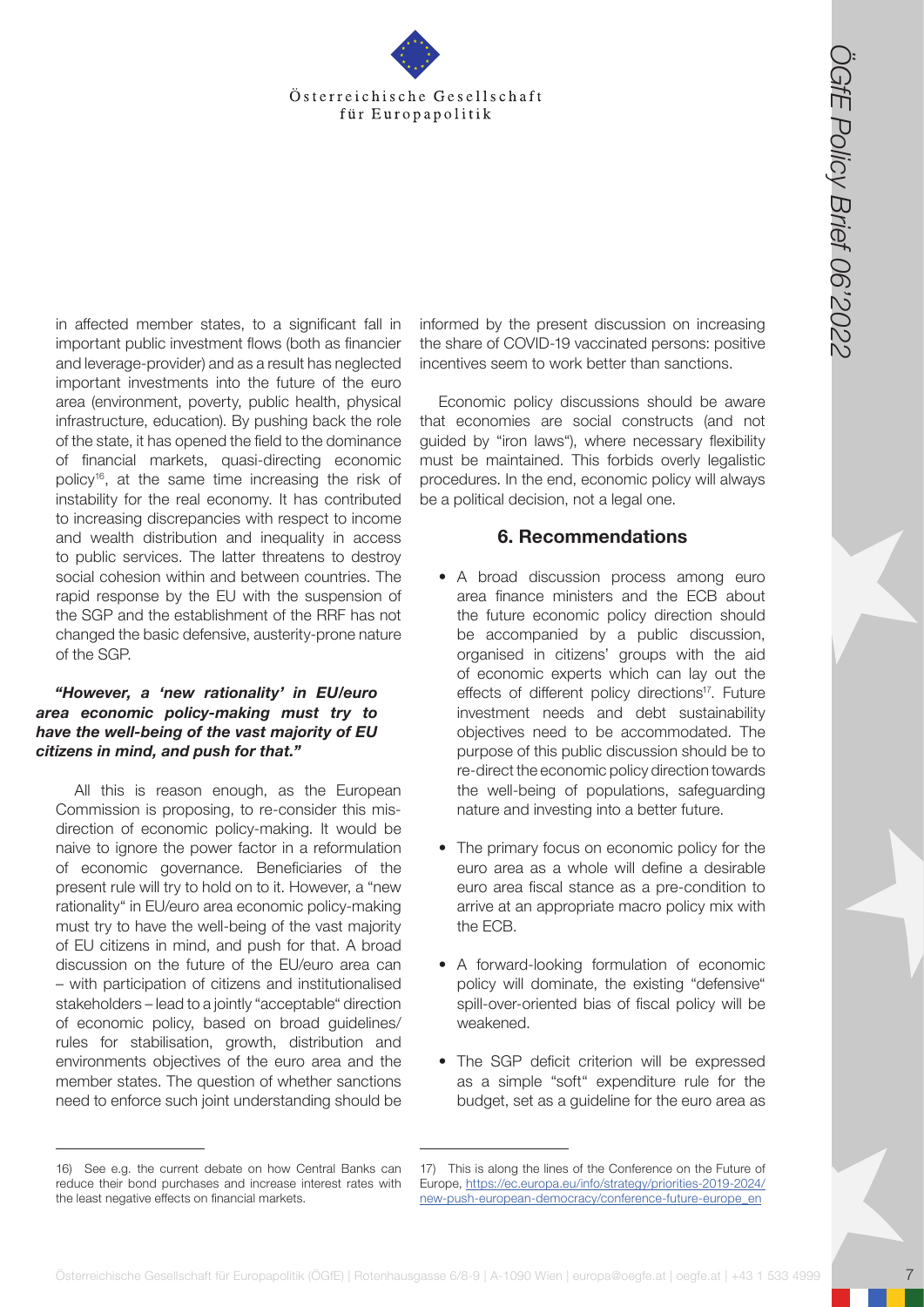in affected member states, to a significant fall in important public investment flows (both as financier and leverage-provider) and as a result has neglected important investments into the future of the euro area (environment, poverty, public health, physical infrastructure, education). By pushing back the role of the state, it has opened the field to the dominance of financial markets, quasi-directing economic policy[16], at the same time increasing the risk of instability for the real economy. It has contributed to increasing discrepancies with respect to income and wealth distribution and inequality in access to public services. The latter threatens to destroy social cohesion within and between countries. The rapid response by the EU with the suspension of the SGP and the establishment of the RRF has not changed the basic defensive, austerity-prone nature of the SGP.

***"However, a 'new rationality' in EU/euro area economic policy-making must try to have the well-being of the vast majority of EU citizens in mind, and push for that."***

All this is reason enough, as the European Commission is proposing, to re-consider this mis-direction of economic policy-making. It would be naive to ignore the power factor in a reformulation of economic governance. Beneficiaries of the present rule will try to hold on to it. However, a "new rationality" in EU/euro area economic policy-making must try to have the well-being of the vast majority of EU citizens in mind, and push for that. A broad discussion on the future of the EU/euro area can – with participation of citizens and institutionalised stakeholders – lead to a jointly "acceptable" direction of economic policy, based on broad guidelines/ rules for stabilisation, growth, distribution and environments objectives of the euro area and the member states. The question of whether sanctions need to enforce such joint understanding should be informed by the present discussion on increasing the share of COVID-19 vaccinated persons: positive incentives seem to work better than sanctions.

Economic policy discussions should be aware that economies are social constructs (and not guided by "iron laws"), where necessary flexibility must be maintained. This forbids overly legalistic procedures. In the end, economic policy will always be a political decision, not a legal one.

## 6. Recommendations

- A broad discussion process among euro area finance ministers and the ECB about the future economic policy direction should be accompanied by a public discussion, organised in citizens' groups with the aid of economic experts which can lay out the effects of different policy directions[17]. Future investment needs and debt sustainability objectives need to be accommodated. The purpose of this public discussion should be to re-direct the economic policy direction towards the well-being of populations, safeguarding nature and investing into a better future.
- The primary focus on economic policy for the euro area as a whole will define a desirable euro area fiscal stance as a pre-condition to arrive at an appropriate macro policy mix with the ECB.
- A forward-looking formulation of economic policy will dominate, the existing "defensive" spill-over-oriented bias of fiscal policy will be weakened.
- The SGP deficit criterion will be expressed as a simple "soft" expenditure rule for the budget, set as a guideline for the euro area as

---

16) See e.g. the current debate on how Central Banks can reduce their bond purchases and increase interest rates with the least negative effects on financial markets.

17) This is along the lines of the Conference on the Future of Europe, https://ec.europa.eu/info/strategy/priorities-2019-2024/new-push-european-democracy/conference-future-europe_en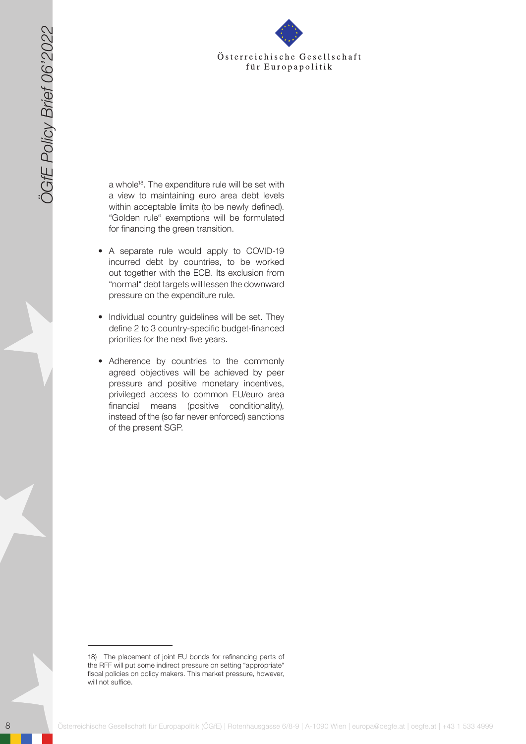a whole[18]. The expenditure rule will be set with a view to maintaining euro area debt levels within acceptable limits (to be newly defined). "Golden rule" exemptions will be formulated for financing the green transition.

- A separate rule would apply to COVID-19 incurred debt by countries, to be worked out together with the ECB. Its exclusion from "normal" debt targets will lessen the downward pressure on the expenditure rule.

- Individual country guidelines will be set. They define 2 to 3 country-specific budget-financed priorities for the next five years.

- Adherence by countries to the commonly agreed objectives will be achieved by peer pressure and positive monetary incentives, privileged access to common EU/euro area financial means (positive conditionality), instead of the (so far never enforced) sanctions of the present SGP.

---

18) The placement of joint EU bonds for refinancing parts of the RFF will put some indirect pressure on setting "appropriate" fiscal policies on policy makers. This market pressure, however, will not suffice.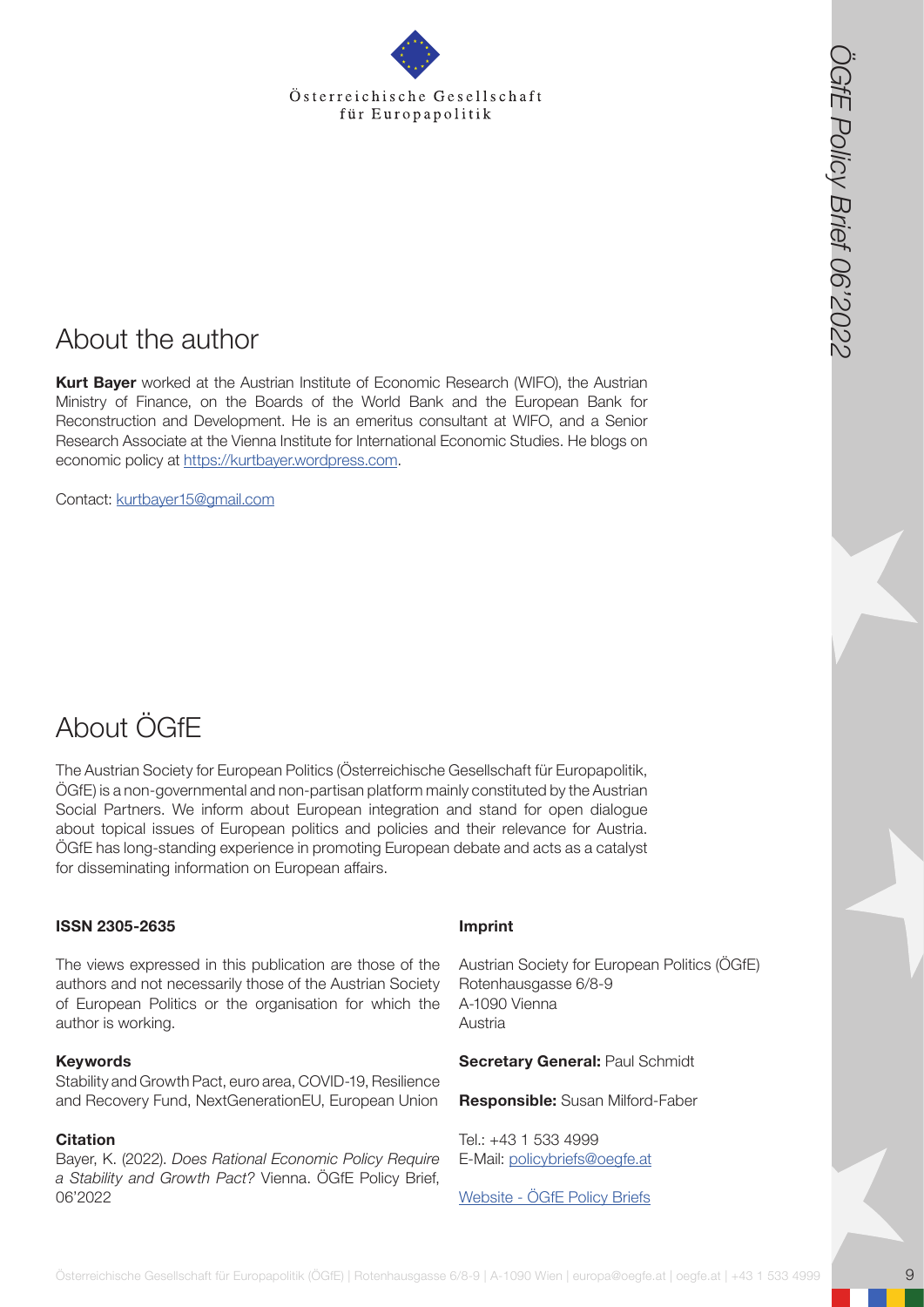Österreichische Gesellschaft für Europapolitik

## About the author

**Kurt Bayer** worked at the Austrian Institute of Economic Research (WIFO), the Austrian Ministry of Finance, on the Boards of the World Bank and the European Bank for Reconstruction and Development. He is an emeritus consultant at WIFO, and a Senior Research Associate at the Vienna Institute for International Economic Studies. He blogs on economic policy at [https://kurtbayer.wordpress.com](https://kurtbayer.wordpress.com).

Contact: [kurtbayer15@gmail.com](mailto:kurtbayer15@gmail.com)

## About ÖGfE

The Austrian Society for European Politics (Österreichische Gesellschaft für Europapolitik, ÖGfE) is a non-governmental and non-partisan platform mainly constituted by the Austrian Social Partners. We inform about European integration and stand for open dialogue about topical issues of European politics and policies and their relevance for Austria. ÖGfE has long-standing experience in promoting European debate and acts as a catalyst for disseminating information on European affairs.

**ISSN 2305-2635**

The views expressed in this publication are those of the authors and not necessarily those of the Austrian Society of European Politics or the organisation for which the author is working.

**Keywords**

Stability and Growth Pact, euro area, COVID-19, Resilience and Recovery Fund, NextGenerationEU, European Union

**Citation**

Bayer, K. (2022). *Does Rational Economic Policy Require a Stability and Growth Pact?* Vienna. ÖGfE Policy Brief, 06'2022

**Imprint**

Austrian Society for European Politics (ÖGfE)
Rotenhausgasse 6/8-9
A-1090 Vienna
Austria

**Secretary General:** Paul Schmidt

**Responsible:** Susan Milford-Faber

Tel.: +43 1 533 4999
E-Mail: [policybriefs@oegfe.at](mailto:policybriefs@oegfe.at)

[Website - ÖGfE Policy Briefs]()